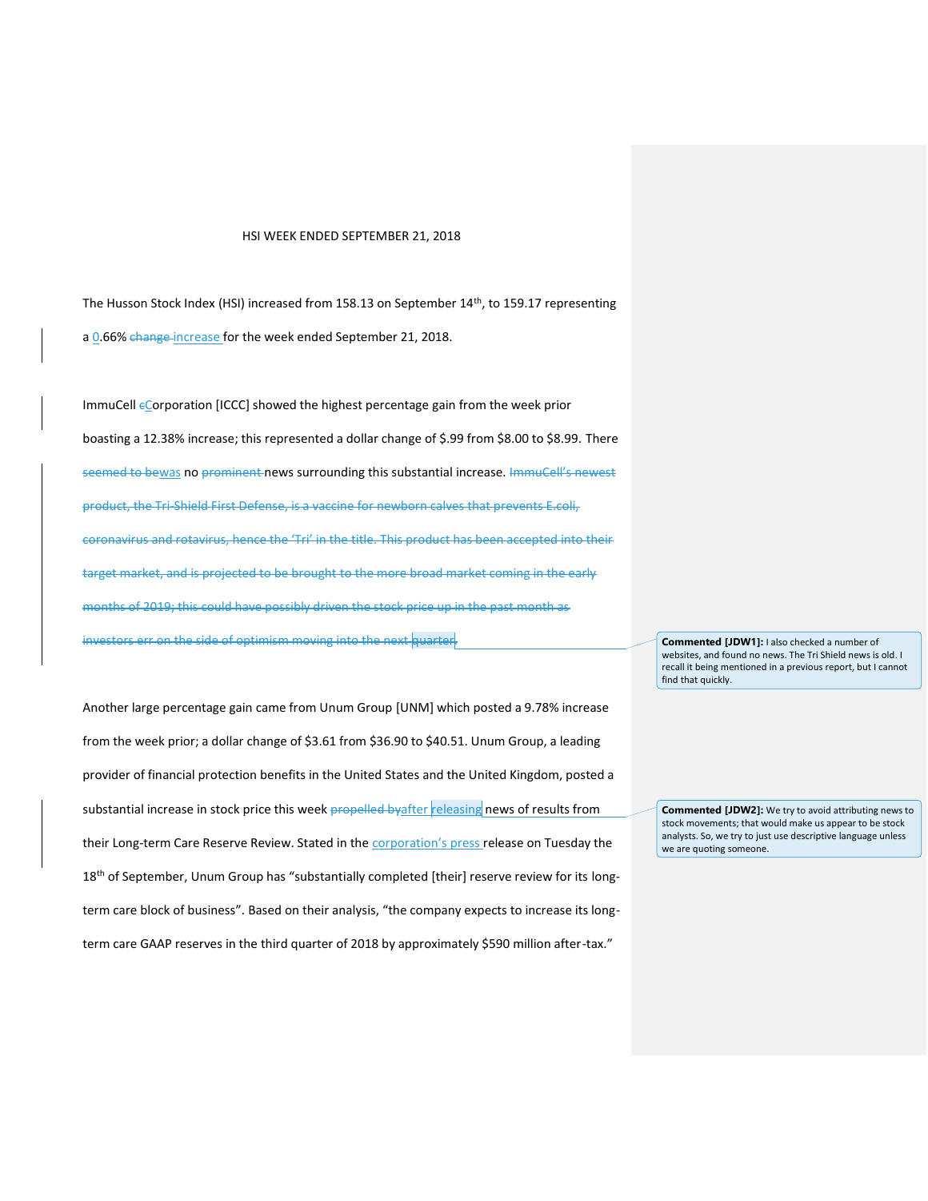HSI WEEK ENDED SEPTEMBER 21, 2018

The Husson Stock Index (HSI) increased from 158.13 on September 14th, to 159.17 representing a 0.66% ~~change~~ increase for the week ended September 21, 2018.

ImmuCell ~~c~~Corporation [ICCC] showed the highest percentage gain from the week prior boasting a 12.38% increase; this represented a dollar change of $.99 from $8.00 to $8.99. There ~~seemed to be~~was no ~~prominent~~ news surrounding this substantial increase. ~~ImmuCell's newest product, the Tri-Shield First Defense, is a vaccine for newborn calves that prevents E.coli, coronavirus and rotavirus, hence the 'Tri' in the title. This product has been accepted into their target market, and is projected to be brought to the more broad market coming in the early months of 2019; this could have possibly driven the stock price up in the past month as investors err on the side of optimism moving into the next quarter.~~

> **Commented [JDW1]:** I also checked a number of websites, and found no news. The Tri Shield news is old. I recall it being mentioned in a previous report, but I cannot find that quickly.

Another large percentage gain came from Unum Group [UNM] which posted a 9.78% increase from the week prior; a dollar change of $3.61 from $36.90 to $40.51. Unum Group, a leading provider of financial protection benefits in the United States and the United Kingdom, posted a substantial increase in stock price this week ~~propelled by~~after releasing news of results from their Long-term Care Reserve Review. Stated in the corporation's press release on Tuesday the 18th of September, Unum Group has "substantially completed [their] reserve review for its long-term care block of business". Based on their analysis, "the company expects to increase its long-term care GAAP reserves in the third quarter of 2018 by approximately $590 million after-tax."

> **Commented [JDW2]:** We try to avoid attributing news to stock movements; that would make us appear to be stock analysts. So, we try to just use descriptive language unless we are quoting someone.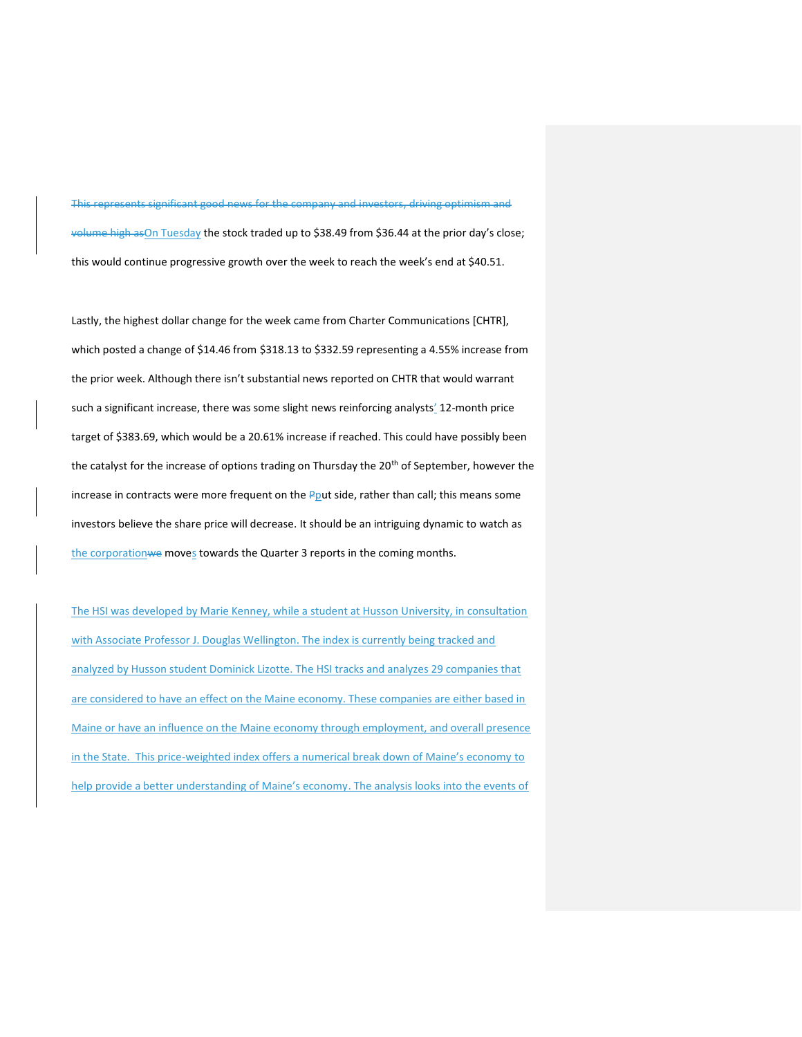On Tuesday the stock traded up to $38.49 from $36.44 at the prior day's close; this would continue progressive growth over the week to reach the week's end at $40.51.

Lastly, the highest dollar change for the week came from Charter Communications [CHTR], which posted a change of $14.46 from $318.13 to $332.59 representing a 4.55% increase from the prior week. Although there isn't substantial news reported on CHTR that would warrant such a significant increase, there was some slight news reinforcing analysts' 12-month price target of $383.69, which would be a 20.61% increase if reached. This could have possibly been the catalyst for the increase of options trading on Thursday the 20th of September, however the increase in contracts were more frequent on the put side, rather than call; this means some investors believe the share price will decrease. It should be an intriguing dynamic to watch as the corporation moves towards the Quarter 3 reports in the coming months.

The HSI was developed by Marie Kenney, while a student at Husson University, in consultation with Associate Professor J. Douglas Wellington. The index is currently being tracked and analyzed by Husson student Dominick Lizotte. The HSI tracks and analyzes 29 companies that are considered to have an effect on the Maine economy. These companies are either based in Maine or have an influence on the Maine economy through employment, and overall presence in the State. This price-weighted index offers a numerical break down of Maine's economy to help provide a better understanding of Maine's economy. The analysis looks into the events of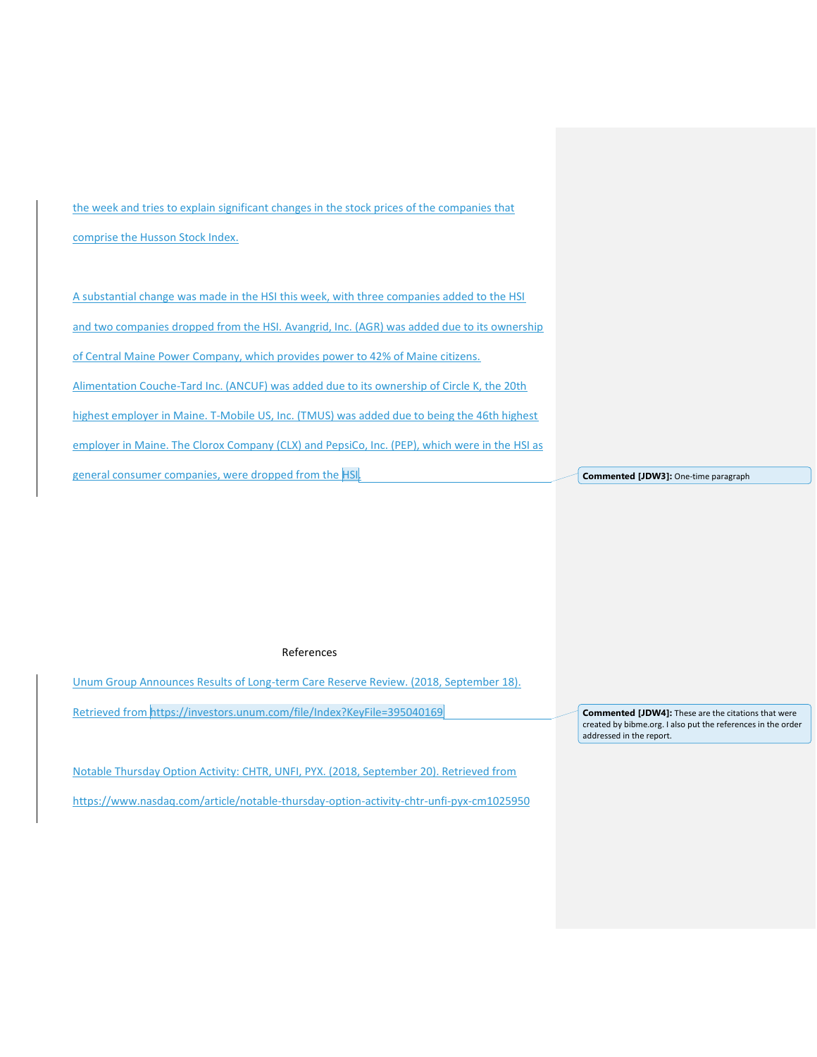the week and tries to explain significant changes in the stock prices of the companies that comprise the Husson Stock Index.

A substantial change was made in the HSI this week, with three companies added to the HSI and two companies dropped from the HSI. Avangrid, Inc. (AGR) was added due to its ownership of Central Maine Power Company, which provides power to 42% of Maine citizens. Alimentation Couche-Tard Inc. (ANCUF) was added due to its ownership of Circle K, the 20th highest employer in Maine. T-Mobile US, Inc. (TMUS) was added due to being the 46th highest employer in Maine. The Clorox Company (CLX) and PepsiCo, Inc. (PEP), which were in the HSI as general consumer companies, were dropped from the HSI.

**Commented [JDW3]:** One-time paragraph

References

Unum Group Announces Results of Long-term Care Reserve Review. (2018, September 18). Retrieved from https://investors.unum.com/file/Index?KeyFile=395040169

**Commented [JDW4]:** These are the citations that were created by bibme.org. I also put the references in the order addressed in the report.

Notable Thursday Option Activity: CHTR, UNFI, PYX. (2018, September 20). Retrieved from https://www.nasdaq.com/article/notable-thursday-option-activity-chtr-unfi-pyx-cm1025950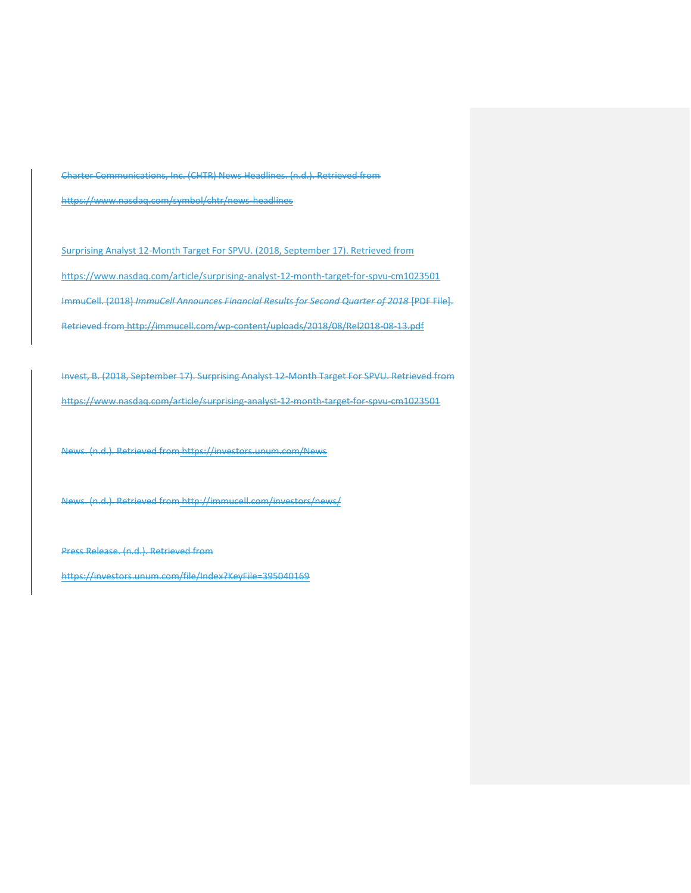~~Charter Communications, Inc. (CHTR) News Headlines. (n.d.). Retrieved from https://www.nasdaq.com/symbol/chtr/news-headlines~~

Surprising Analyst 12-Month Target For SPVU. (2018, September 17). Retrieved from https://www.nasdaq.com/article/surprising-analyst-12-month-target-for-spvu-cm1023501

~~ImmuCell. (2018) *ImmuCell Announces Financial Results for Second Quarter of 2018* [PDF File]. Retrieved from http://immucell.com/wp-content/uploads/2018/08/Rel2018-08-13.pdf~~

~~Invest, B. (2018, September 17). Surprising Analyst 12-Month Target For SPVU. Retrieved from https://www.nasdaq.com/article/surprising-analyst-12-month-target-for-spvu-cm1023501~~

~~News. (n.d.). Retrieved from https://investors.unum.com/News~~

~~News. (n.d.). Retrieved from http://immucell.com/investors/news/~~

~~Press Release. (n.d.). Retrieved from https://investors.unum.com/file/Index?KeyFile=395040169~~